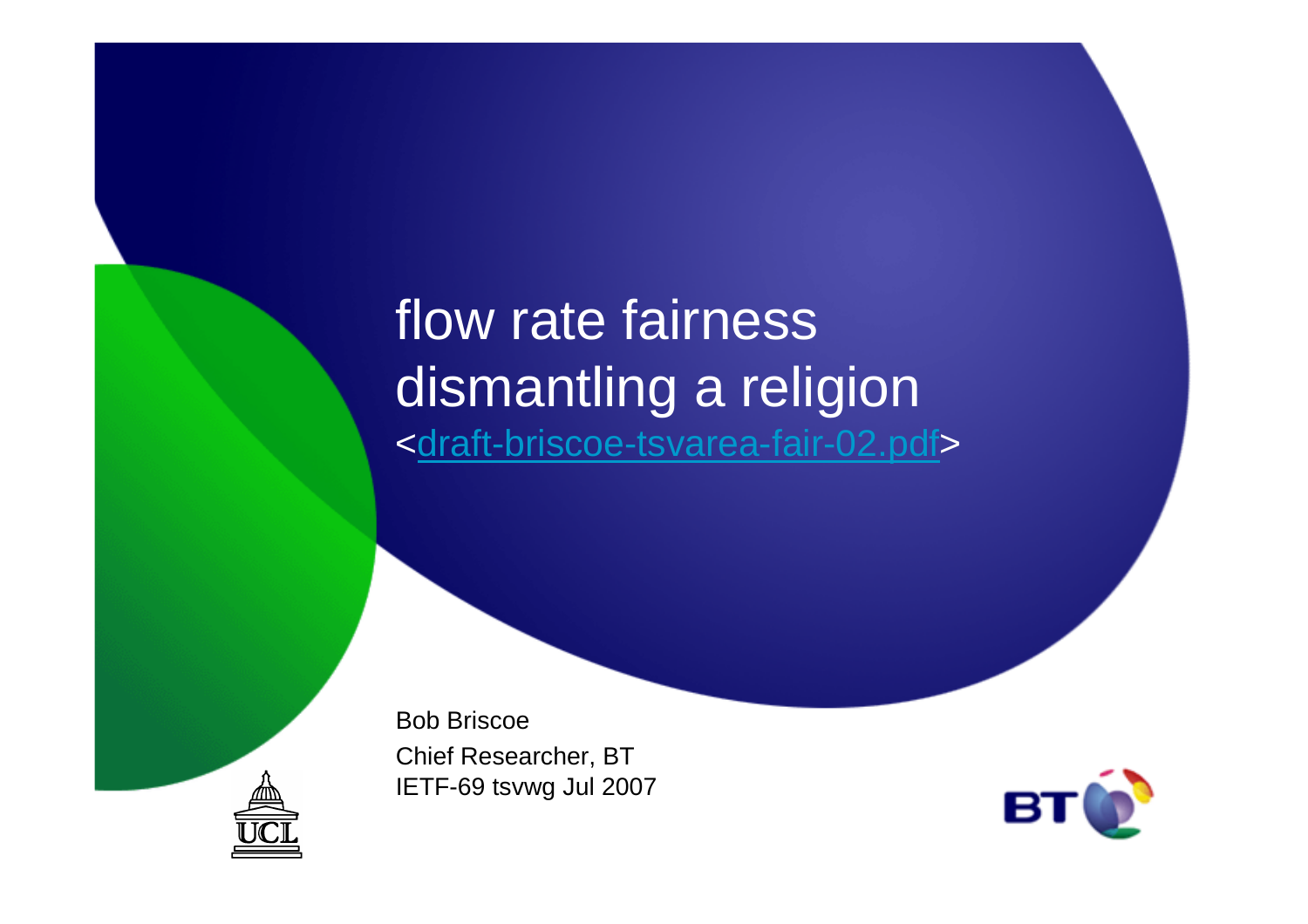# flow rate fairness
# dismantling a religion

<[draft-briscoe-tsvarea-fair-02.pdf]>

Bob Briscoe
Chief Researcher, BT
IETF-69 tsvwg Jul 2007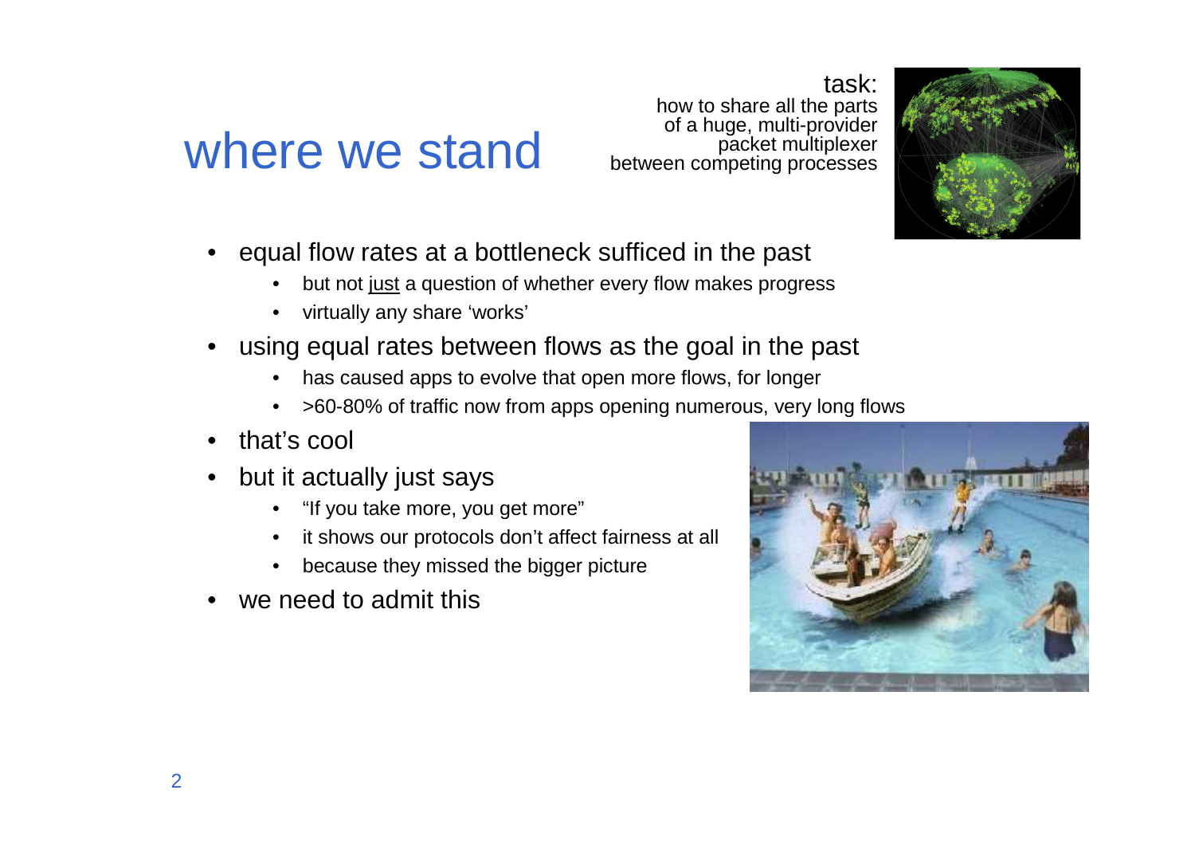# where we stand

task:
how to share all the parts
of a huge, multi-provider
packet multiplexer
between competing processes

- equal flow rates at a bottleneck sufficed in the past
  - but not just a question of whether every flow makes progress
  - virtually any share 'works'
- using equal rates between flows as the goal in the past
  - has caused apps to evolve that open more flows, for longer
  - >60-80% of traffic now from apps opening numerous, very long flows
- that's cool
- but it actually just says
  - "If you take more, you get more"
  - it shows our protocols don't affect fairness at all
  - because they missed the bigger picture
- we need to admit this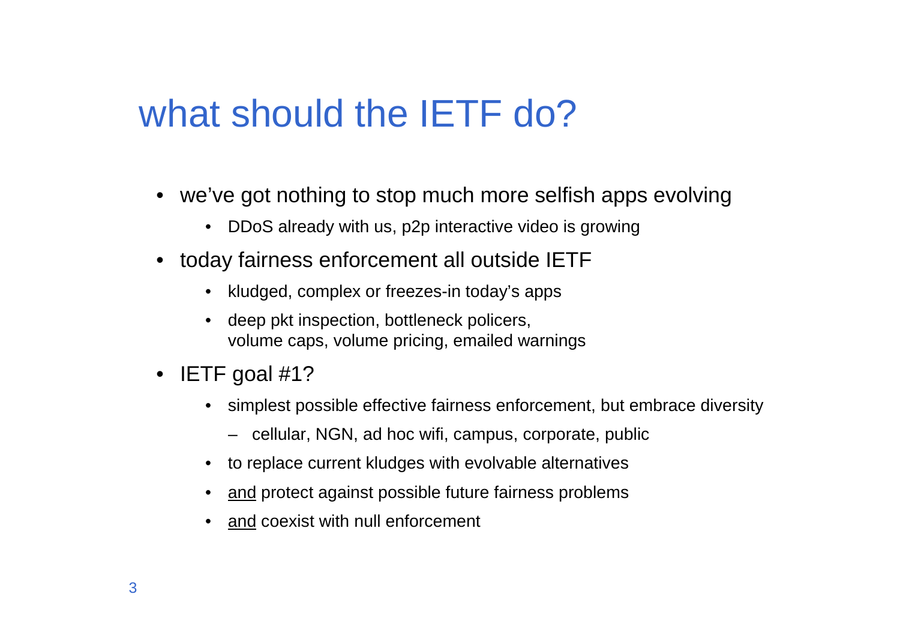# what should the IETF do?

- we've got nothing to stop much more selfish apps evolving
  - DDoS already with us, p2p interactive video is growing
- today fairness enforcement all outside IETF
  - kludged, complex or freezes-in today's apps
  - deep pkt inspection, bottleneck policers,
    volume caps, volume pricing, emailed warnings
- IETF goal #1?
  - simplest possible effective fairness enforcement, but embrace diversity
    - cellular, NGN, ad hoc wifi, campus, corporate, public
  - to replace current kludges with evolvable alternatives
  - <u>and</u> protect against possible future fairness problems
  - <u>and</u> coexist with null enforcement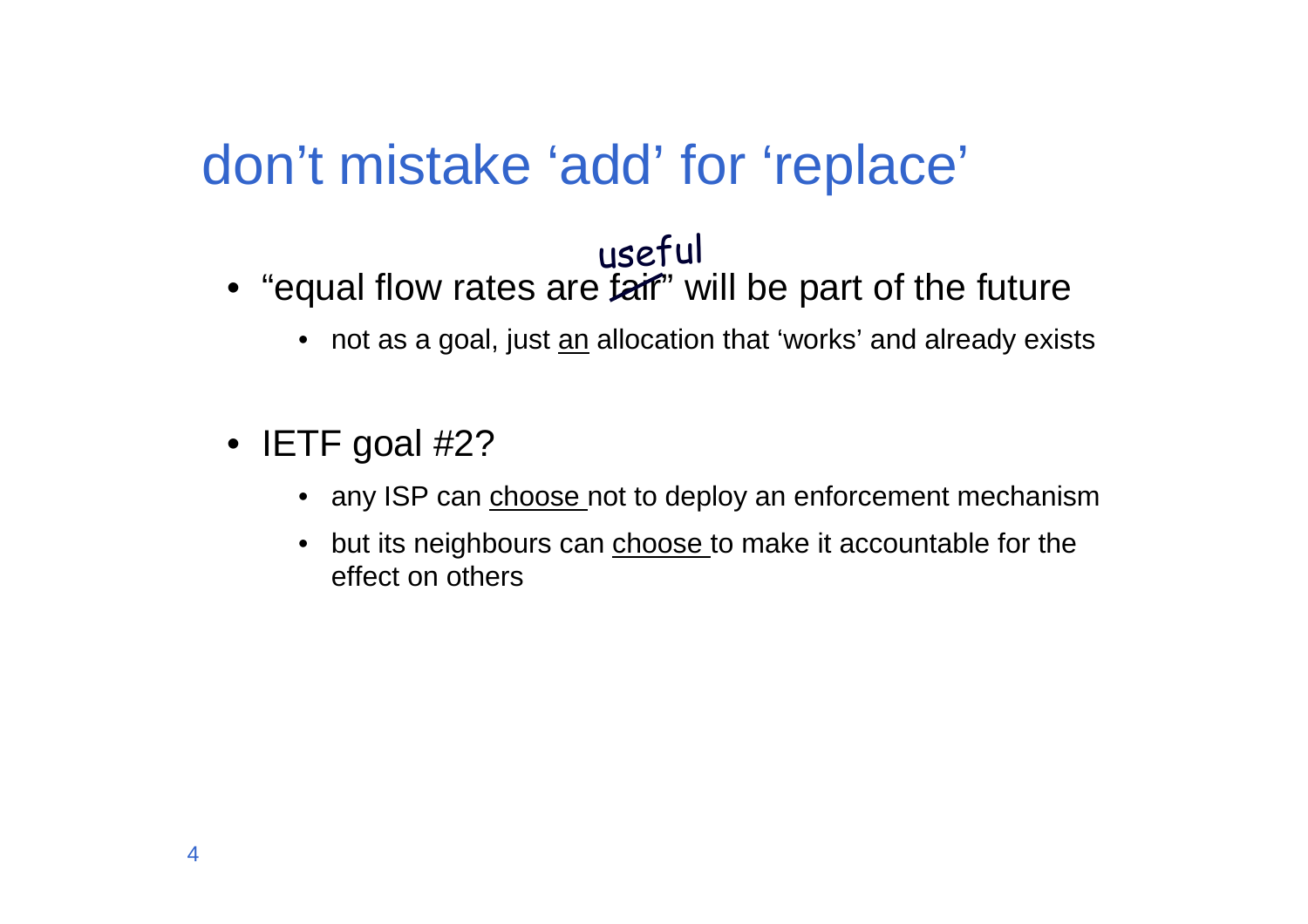# don't mistake 'add' for 'replace'

- "equal flow rates are ~~fair~~ useful" will be part of the future
  - not as a goal, just an allocation that 'works' and already exists

- IETF goal #2?
  - any ISP can choose not to deploy an enforcement mechanism
  - but its neighbours can choose to make it accountable for the effect on others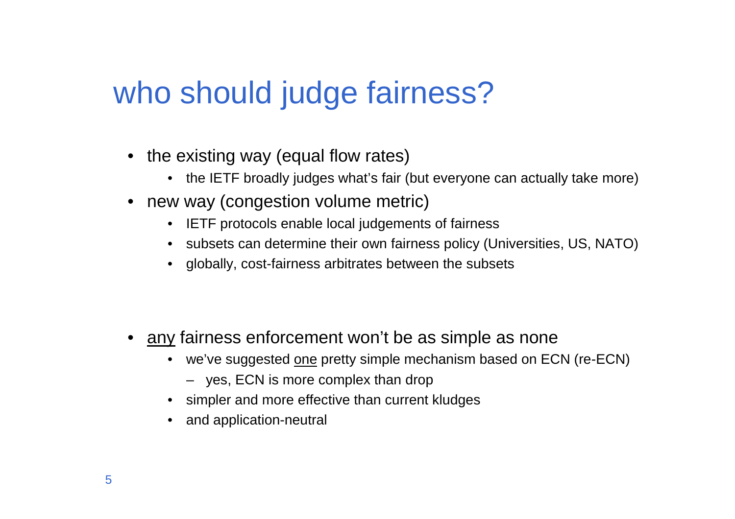# who should judge fairness?

- the existing way (equal flow rates)
  - the IETF broadly judges what's fair (but everyone can actually take more)
- new way (congestion volume metric)
  - IETF protocols enable local judgements of fairness
  - subsets can determine their own fairness policy (Universities, US, NATO)
  - globally, cost-fairness arbitrates between the subsets

- <u>any</u> fairness enforcement won't be as simple as none
  - we've suggested <u>one</u> pretty simple mechanism based on ECN (re-ECN)
    - yes, ECN is more complex than drop
  - simpler and more effective than current kludges
  - and application-neutral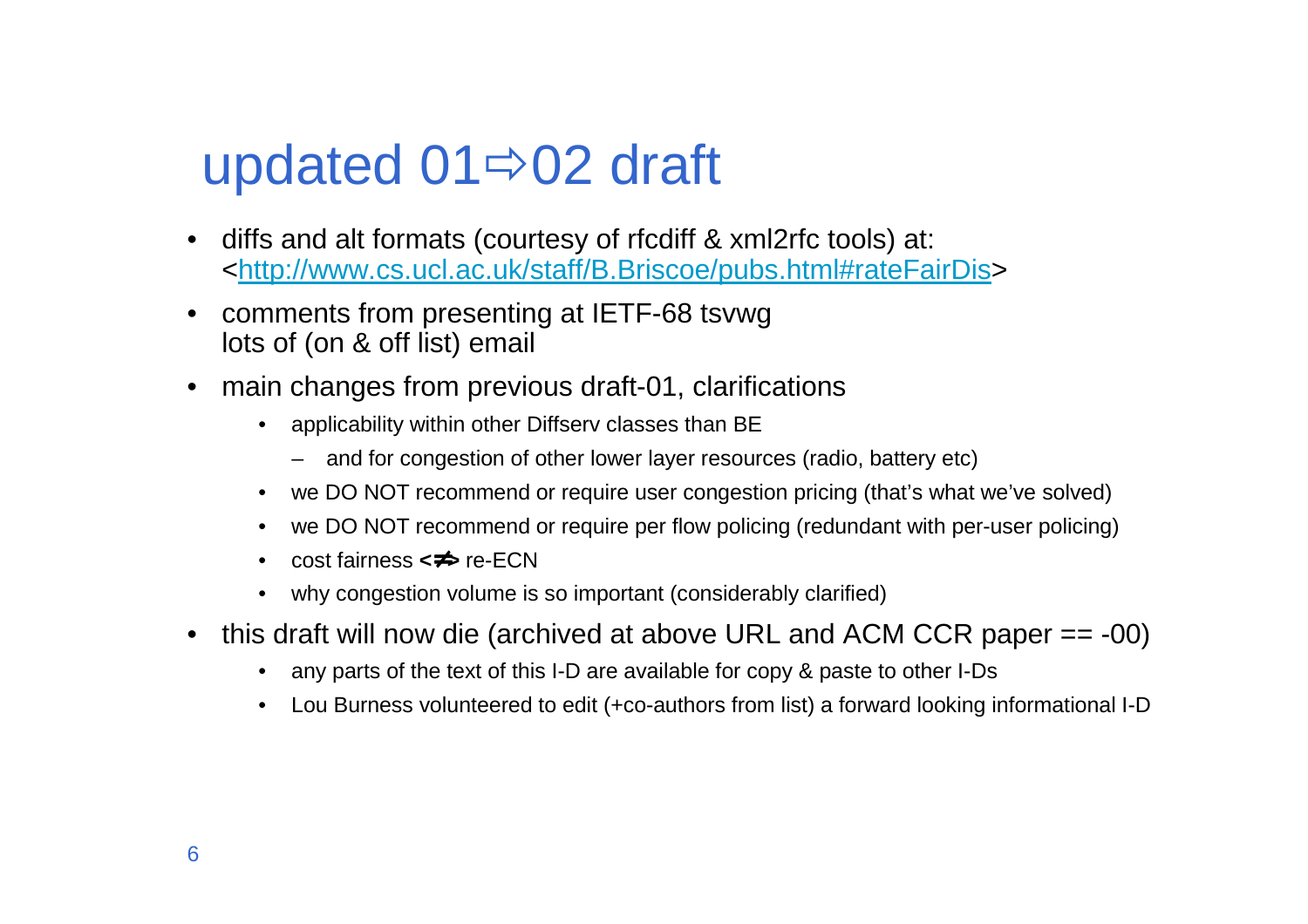# updated 01⇨02 draft

- diffs and alt formats (courtesy of rfcdiff & xml2rfc tools) at: <http://www.cs.ucl.ac.uk/staff/B.Briscoe/pubs.html#rateFairDis>
- comments from presenting at IETF-68 tsvwg
  lots of (on & off list) email
- main changes from previous draft-01, clarifications
  - applicability within other Diffserv classes than BE
    - and for congestion of other lower layer resources (radio, battery etc)
  - we DO NOT recommend or require user congestion pricing (that's what we've solved)
  - we DO NOT recommend or require per flow policing (redundant with per-user policing)
  - cost fairness **<≠>** re-ECN
  - why congestion volume is so important (considerably clarified)
- this draft will now die (archived at above URL and ACM CCR paper == -00)
  - any parts of the text of this I-D are available for copy & paste to other I-Ds
  - Lou Burness volunteered to edit (+co-authors from list) a forward looking informational I-D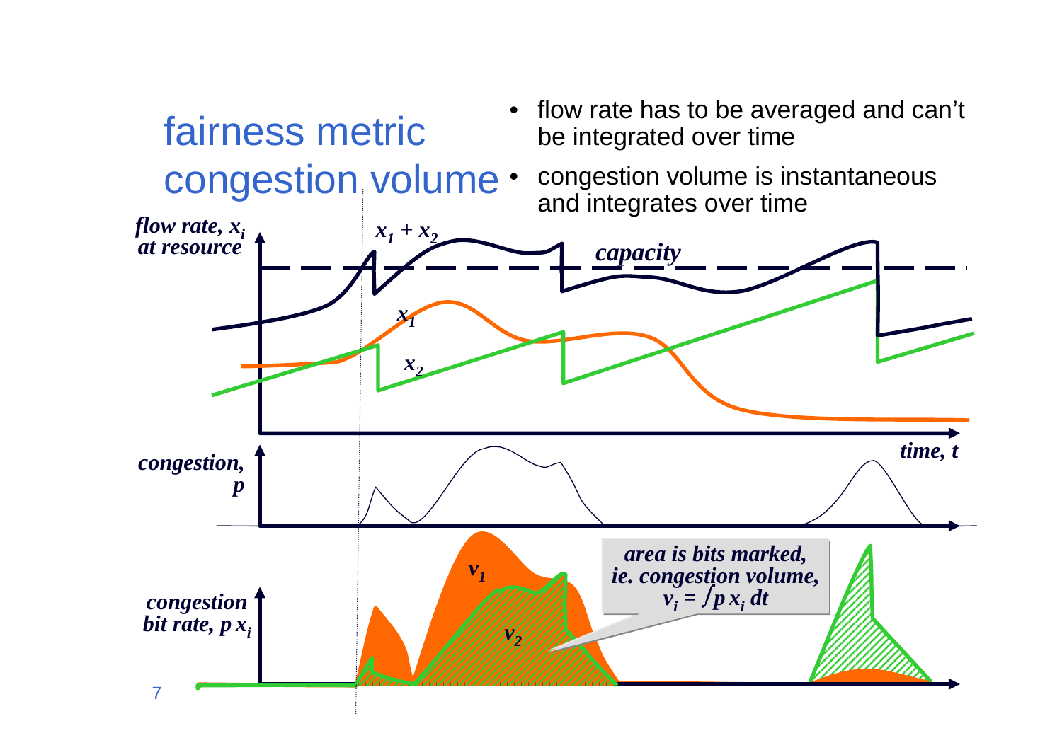# fairness metric
# congestion volume

- flow rate has to be averaged and can't be integrated over time
- congestion volume is instantaneous and integrates over time

*flow rate, $x_i$ at resource*

$x_1 + x_2$

*capacity*

$x_1$

$x_2$

*time, t*

*congestion, p*

*congestion bit rate, $p\,x_i$*

$v_1$

$v_2$

*area is bits marked, ie. congestion volume, $v_i = \int p\,x_i\,dt$*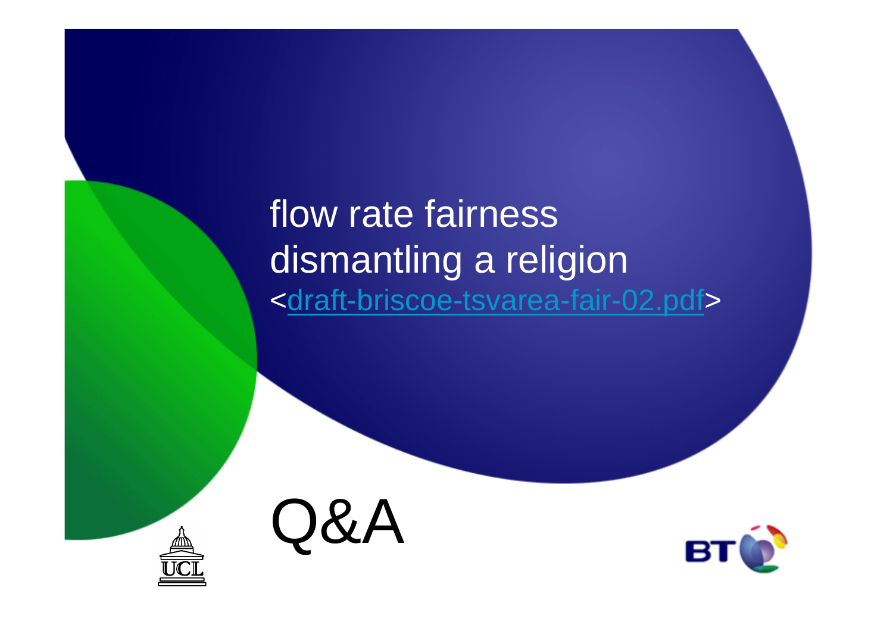# flow rate fairness
# dismantling a religion

<draft-briscoe-tsvarea-fair-02.pdf>

Q&A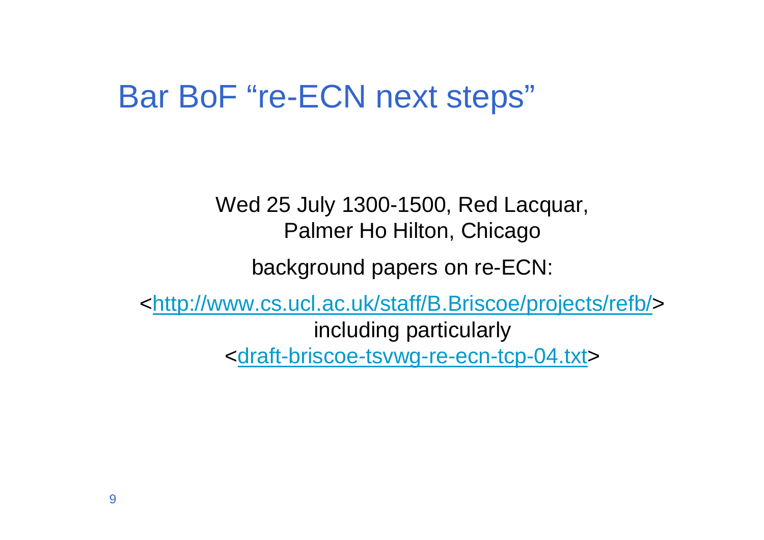# Bar BoF "re-ECN next steps"

Wed 25 July 1300-1500, Red Lacquar,
Palmer Ho Hilton, Chicago

background papers on re-ECN:

<[http://www.cs.ucl.ac.uk/staff/B.Briscoe/projects/refb/](http://www.cs.ucl.ac.uk/staff/B.Briscoe/projects/refb/)>
including particularly
<draft-briscoe-tsvwg-re-ecn-tcp-04.txt>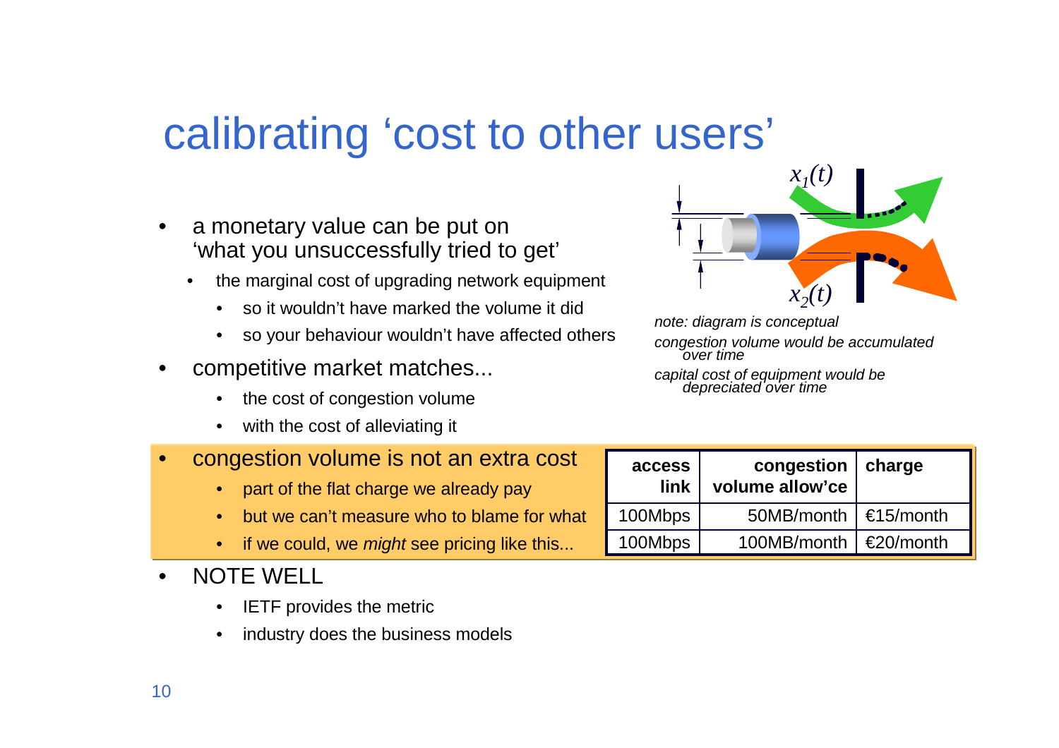# calibrating 'cost to other users'

- a monetary value can be put on 'what you unsuccessfully tried to get'
  - the marginal cost of upgrading network equipment
    - so it wouldn't have marked the volume it did
    - so your behaviour wouldn't have affected others
- competitive market matches...
  - the cost of congestion volume
  - with the cost of alleviating it
- congestion volume is not an extra cost
  - part of the flat charge we already pay
  - but we can't measure who to blame for what
  - if we could, we *might* see pricing like this...

| access link | congestion volume allow'ce | charge |
|---|---|---|
| 100Mbps | 50MB/month | €15/month |
| 100Mbps | 100MB/month | €20/month |

- NOTE WELL
  - IETF provides the metric
  - industry does the business models

$x_1(t)$

$x_2(t)$

*note: diagram is conceptual*

*congestion volume would be accumulated over time*

*capital cost of equipment would be depreciated over time*